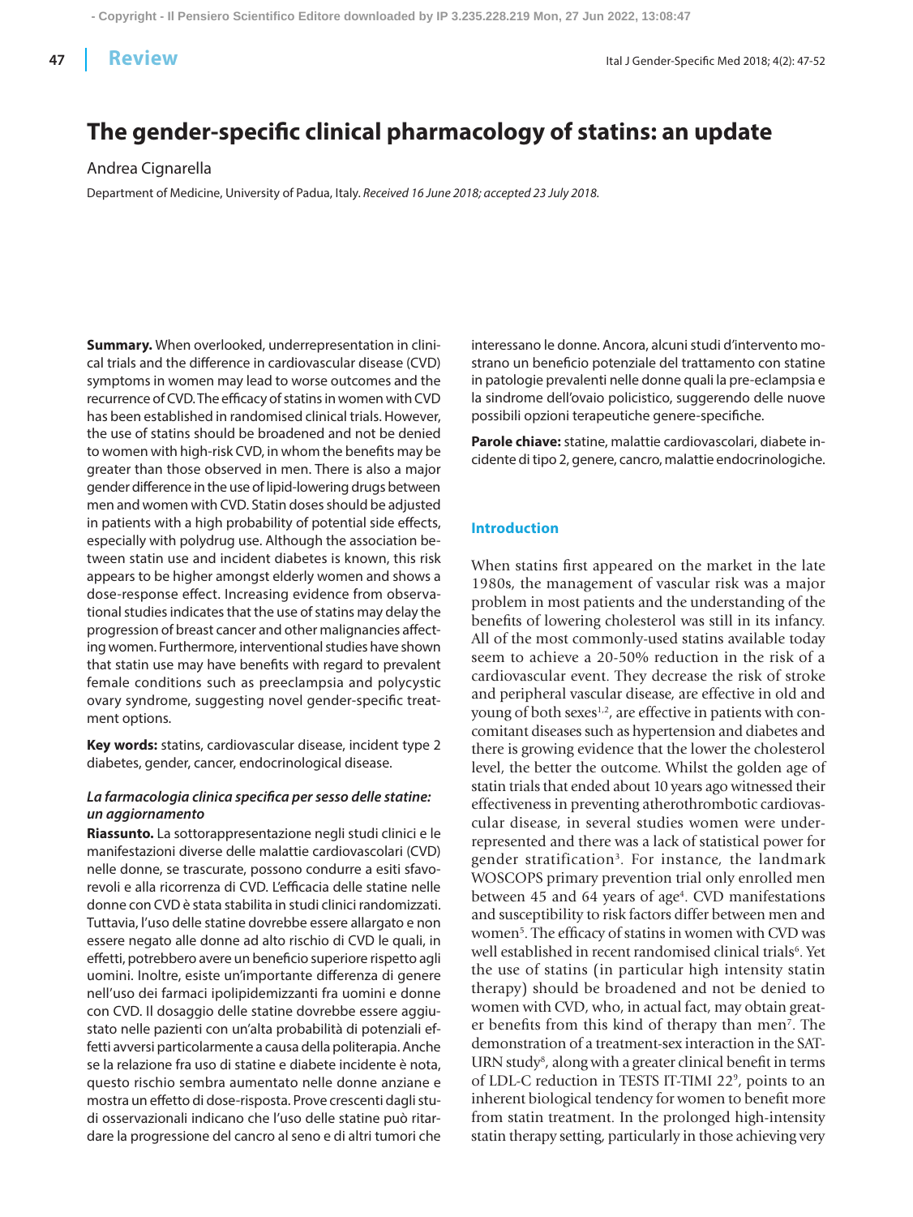# The gender-specific clinical pharmacology of statins: an update

Andrea Cignarella

Department of Medicine, University of Padua, Italy. *Received 16 June 2018; accepted 23 July 2018.*

**Summary.** When overlooked, underrepresentation in clinical trials and the difference in cardiovascular disease (CVD) symptoms in women may lead to worse outcomes and the recurrence of CVD. The efficacy of statins in women with CVD has been established in randomised clinical trials. However, the use of statins should be broadened and not be denied to women with high-risk CVD, in whom the benefits may be greater than those observed in men. There is also a major gender difference in the use of lipid-lowering drugs between men and women with CVD. Statin doses should be adjusted in patients with a high probability of potential side effects, especially with polydrug use. Although the association between statin use and incident diabetes is known, this risk appears to be higher amongst elderly women and shows a dose-response effect. Increasing evidence from observational studies indicates that the use of statins may delay the progression of breast cancer and other malignancies affecting women. Furthermore, interventional studies have shown that statin use may have benefits with regard to prevalent female conditions such as preeclampsia and polycystic ovary syndrome, suggesting novel gender-specific treatment options.

**Key words:** statins, cardiovascular disease, incident type 2 diabetes, gender, cancer, endocrinological disease.

***La farmacologia clinica specifica per sesso delle statine: un aggiornamento***

**Riassunto.** La sottorappresentazione negli studi clinici e le manifestazioni diverse delle malattie cardiovascolari (CVD) nelle donne, se trascurate, possono condurre a esiti sfavorevoli e alla ricorrenza di CVD. L'efficacia delle statine nelle donne con CVD è stata stabilita in studi clinici randomizzati. Tuttavia, l'uso delle statine dovrebbe essere allargato e non essere negato alle donne ad alto rischio di CVD le quali, in effetti, potrebbero avere un beneficio superiore rispetto agli uomini. Inoltre, esiste un'importante differenza di genere nell'uso dei farmaci ipolipidemizzanti fra uomini e donne con CVD. Il dosaggio delle statine dovrebbe essere aggiustato nelle pazienti con un'alta probabilità di potenziali effetti avversi particolarmente a causa della politerapia. Anche se la relazione fra uso di statine e diabete incidente è nota, questo rischio sembra aumentato nelle donne anziane e mostra un effetto di dose-risposta. Prove crescenti dagli studi osservazionali indicano che l'uso delle statine può ritardare la progressione del cancro al seno e di altri tumori che interessano le donne. Ancora, alcuni studi d'intervento mostrano un beneficio potenziale del trattamento con statine in patologie prevalenti nelle donne quali la pre-eclampsia e la sindrome dell'ovaio policistico, suggerendo delle nuove possibili opzioni terapeutiche genere-specifiche.

**Parole chiave:** statine, malattie cardiovascolari, diabete incidente di tipo 2, genere, cancro, malattie endocrinologiche.

## Introduction

When statins first appeared on the market in the late 1980s, the management of vascular risk was a major problem in most patients and the understanding of the benefits of lowering cholesterol was still in its infancy. All of the most commonly-used statins available today seem to achieve a 20-50% reduction in the risk of a cardiovascular event. They decrease the risk of stroke and peripheral vascular disease, are effective in old and young of both sexes[1,2], are effective in patients with concomitant diseases such as hypertension and diabetes and there is growing evidence that the lower the cholesterol level, the better the outcome. Whilst the golden age of statin trials that ended about 10 years ago witnessed their effectiveness in preventing atherothrombotic cardiovascular disease, in several studies women were underrepresented and there was a lack of statistical power for gender stratification[3]. For instance, the landmark WOSCOPS primary prevention trial only enrolled men between 45 and 64 years of age[4]. CVD manifestations and susceptibility to risk factors differ between men and women[5]. The efficacy of statins in women with CVD was well established in recent randomised clinical trials[6]. Yet the use of statins (in particular high intensity statin therapy) should be broadened and not be denied to women with CVD, who, in actual fact, may obtain greater benefits from this kind of therapy than men[7]. The demonstration of a treatment-sex interaction in the SATURN study[8], along with a greater clinical benefit in terms of LDL-C reduction in TESTS IT-TIMI 22[9], points to an inherent biological tendency for women to benefit more from statin treatment. In the prolonged high-intensity statin therapy setting, particularly in those achieving very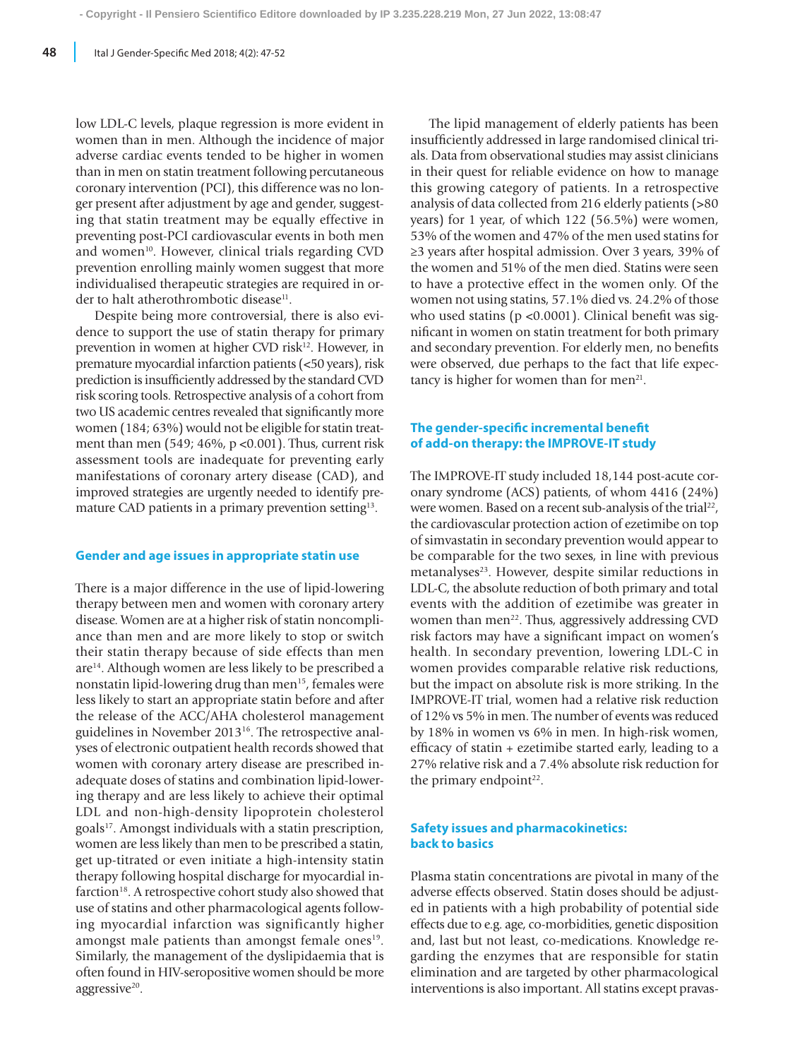low LDL-C levels, plaque regression is more evident in women than in men. Although the incidence of major adverse cardiac events tended to be higher in women than in men on statin treatment following percutaneous coronary intervention (PCI), this difference was no longer present after adjustment by age and gender, suggesting that statin treatment may be equally effective in preventing post-PCI cardiovascular events in both men and women[10]. However, clinical trials regarding CVD prevention enrolling mainly women suggest that more individualised therapeutic strategies are required in order to halt atherothrombotic disease[11].

Despite being more controversial, there is also evidence to support the use of statin therapy for primary prevention in women at higher CVD risk[12]. However, in premature myocardial infarction patients (<50 years), risk prediction is insufficiently addressed by the standard CVD risk scoring tools. Retrospective analysis of a cohort from two US academic centres revealed that significantly more women (184; 63%) would not be eligible for statin treatment than men (549; 46%, $p < 0.001$). Thus, current risk assessment tools are inadequate for preventing early manifestations of coronary artery disease (CAD), and improved strategies are urgently needed to identify premature CAD patients in a primary prevention setting[13].

## Gender and age issues in appropriate statin use

There is a major difference in the use of lipid-lowering therapy between men and women with coronary artery disease. Women are at a higher risk of statin noncompliance than men and are more likely to stop or switch their statin therapy because of side effects than men are[14]. Although women are less likely to be prescribed a nonstatin lipid-lowering drug than men[15], females were less likely to start an appropriate statin before and after the release of the ACC/AHA cholesterol management guidelines in November 2013[16]. The retrospective analyses of electronic outpatient health records showed that women with coronary artery disease are prescribed inadequate doses of statins and combination lipid-lowering therapy and are less likely to achieve their optimal LDL and non-high-density lipoprotein cholesterol goals[17]. Amongst individuals with a statin prescription, women are less likely than men to be prescribed a statin, get up-titrated or even initiate a high-intensity statin therapy following hospital discharge for myocardial infarction[18]. A retrospective cohort study also showed that use of statins and other pharmacological agents following myocardial infarction was significantly higher amongst male patients than amongst female ones[19]. Similarly, the management of the dyslipidaemia that is often found in HIV-seropositive women should be more aggressive[20].

The lipid management of elderly patients has been insufficiently addressed in large randomised clinical trials. Data from observational studies may assist clinicians in their quest for reliable evidence on how to manage this growing category of patients. In a retrospective analysis of data collected from 216 elderly patients (>80 years) for 1 year, of which 122 (56.5%) were women, 53% of the women and 47% of the men used statins for ≥3 years after hospital admission. Over 3 years, 39% of the women and 51% of the men died. Statins were seen to have a protective effect in the women only. Of the women not using statins, 57.1% died vs. 24.2% of those who used statins ($p < 0.0001$). Clinical benefit was significant in women on statin treatment for both primary and secondary prevention. For elderly men, no benefits were observed, due perhaps to the fact that life expectancy is higher for women than for men[21].

## The gender-specific incremental benefit of add-on therapy: the IMPROVE-IT study

The IMPROVE-IT study included 18,144 post-acute coronary syndrome (ACS) patients, of whom 4416 (24%) were women. Based on a recent sub-analysis of the trial[22], the cardiovascular protection action of ezetimibe on top of simvastatin in secondary prevention would appear to be comparable for the two sexes, in line with previous metanalyses[23]. However, despite similar reductions in LDL-C, the absolute reduction of both primary and total events with the addition of ezetimibe was greater in women than men[22]. Thus, aggressively addressing CVD risk factors may have a significant impact on women's health. In secondary prevention, lowering LDL-C in women provides comparable relative risk reductions, but the impact on absolute risk is more striking. In the IMPROVE-IT trial, women had a relative risk reduction of 12% vs 5% in men. The number of events was reduced by 18% in women vs 6% in men. In high-risk women, efficacy of statin + ezetimibe started early, leading to a 27% relative risk and a 7.4% absolute risk reduction for the primary endpoint[22].

## Safety issues and pharmacokinetics: back to basics

Plasma statin concentrations are pivotal in many of the adverse effects observed. Statin doses should be adjusted in patients with a high probability of potential side effects due to e.g. age, co-morbidities, genetic disposition and, last but not least, co-medications. Knowledge regarding the enzymes that are responsible for statin elimination and are targeted by other pharmacological interventions is also important. All statins except pravas-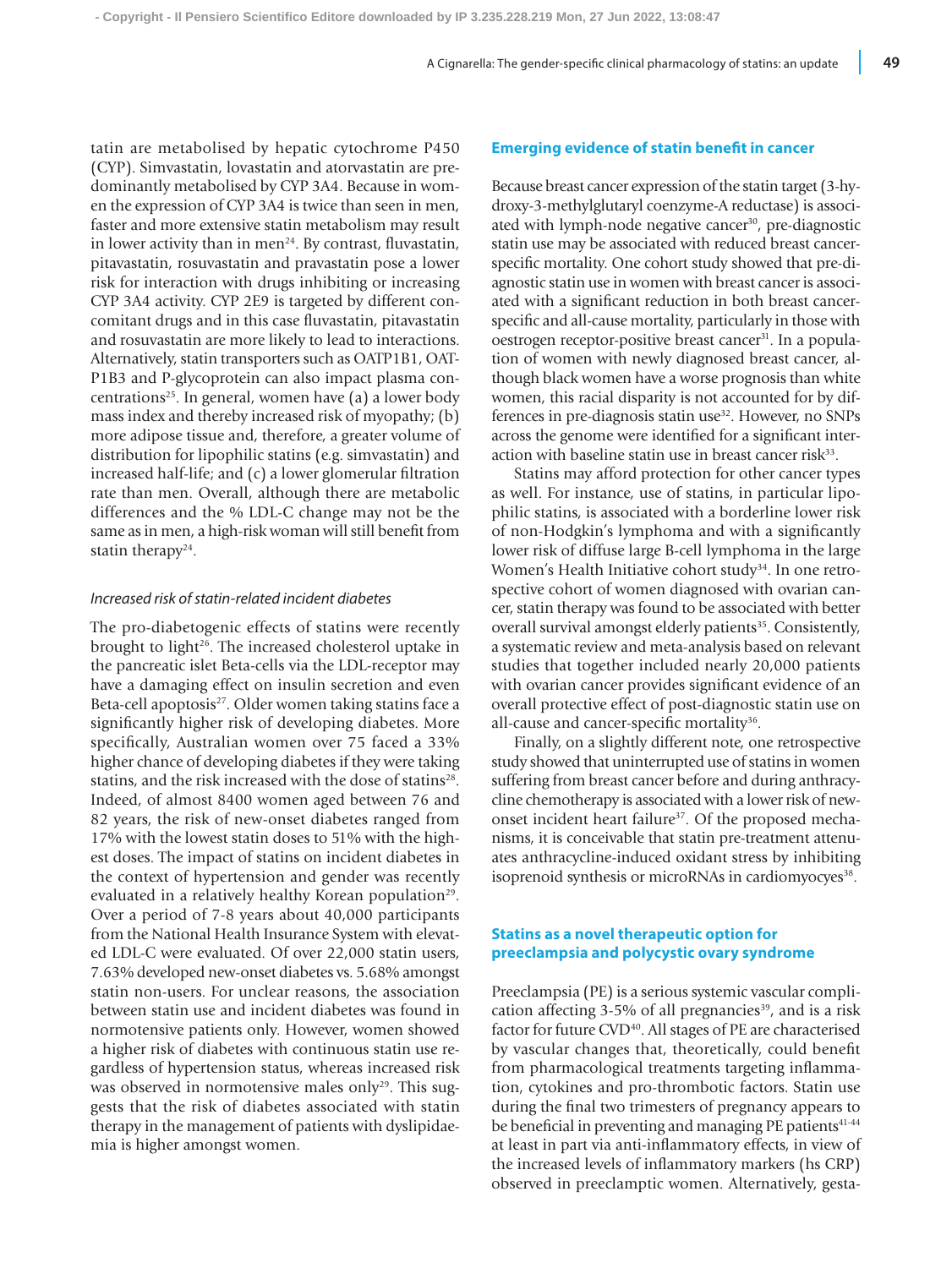tatin are metabolised by hepatic cytochrome P450 (CYP). Simvastatin, lovastatin and atorvastatin are predominantly metabolised by CYP 3A4. Because in women the expression of CYP 3A4 is twice than seen in men, faster and more extensive statin metabolism may result in lower activity than in men[24]. By contrast, fluvastatin, pitavastatin, rosuvastatin and pravastatin pose a lower risk for interaction with drugs inhibiting or increasing CYP 3A4 activity. CYP 2E9 is targeted by different concomitant drugs and in this case fluvastatin, pitavastatin and rosuvastatin are more likely to lead to interactions. Alternatively, statin transporters such as OATP1B1, OATP1B3 and P-glycoprotein can also impact plasma concentrations[25]. In general, women have (a) a lower body mass index and thereby increased risk of myopathy; (b) more adipose tissue and, therefore, a greater volume of distribution for lipophilic statins (e.g. simvastatin) and increased half-life; and (c) a lower glomerular filtration rate than men. Overall, although there are metabolic differences and the % LDL-C change may not be the same as in men, a high-risk woman will still benefit from statin therapy[24].

### *Increased risk of statin-related incident diabetes*

The pro-diabetogenic effects of statins were recently brought to light[26]. The increased cholesterol uptake in the pancreatic islet Beta-cells via the LDL-receptor may have a damaging effect on insulin secretion and even Beta-cell apoptosis[27]. Older women taking statins face a significantly higher risk of developing diabetes. More specifically, Australian women over 75 faced a 33% higher chance of developing diabetes if they were taking statins, and the risk increased with the dose of statins[28]. Indeed, of almost 8400 women aged between 76 and 82 years, the risk of new-onset diabetes ranged from 17% with the lowest statin doses to 51% with the highest doses. The impact of statins on incident diabetes in the context of hypertension and gender was recently evaluated in a relatively healthy Korean population[29]. Over a period of 7-8 years about 40,000 participants from the National Health Insurance System with elevated LDL-C were evaluated. Of over 22,000 statin users, 7.63% developed new-onset diabetes vs. 5.68% amongst statin non-users. For unclear reasons, the association between statin use and incident diabetes was found in normotensive patients only. However, women showed a higher risk of diabetes with continuous statin use regardless of hypertension status, whereas increased risk was observed in normotensive males only[29]. This suggests that the risk of diabetes associated with statin therapy in the management of patients with dyslipidaemia is higher amongst women.

## Emerging evidence of statin benefit in cancer

Because breast cancer expression of the statin target (3-hydroxy-3-methylglutaryl coenzyme-A reductase) is associated with lymph-node negative cancer[30], pre-diagnostic statin use may be associated with reduced breast cancer-specific mortality. One cohort study showed that pre-diagnostic statin use in women with breast cancer is associated with a significant reduction in both breast cancer-specific and all-cause mortality, particularly in those with oestrogen receptor-positive breast cancer[31]. In a population of women with newly diagnosed breast cancer, although black women have a worse prognosis than white women, this racial disparity is not accounted for by differences in pre-diagnosis statin use[32]. However, no SNPs across the genome were identified for a significant interaction with baseline statin use in breast cancer risk[33].

Statins may afford protection for other cancer types as well. For instance, use of statins, in particular lipophilic statins, is associated with a borderline lower risk of non-Hodgkin's lymphoma and with a significantly lower risk of diffuse large B-cell lymphoma in the large Women's Health Initiative cohort study[34]. In one retrospective cohort of women diagnosed with ovarian cancer, statin therapy was found to be associated with better overall survival amongst elderly patients[35]. Consistently, a systematic review and meta-analysis based on relevant studies that together included nearly 20,000 patients with ovarian cancer provides significant evidence of an overall protective effect of post-diagnostic statin use on all-cause and cancer-specific mortality[36].

Finally, on a slightly different note, one retrospective study showed that uninterrupted use of statins in women suffering from breast cancer before and during anthracycline chemotherapy is associated with a lower risk of new-onset incident heart failure[37]. Of the proposed mechanisms, it is conceivable that statin pre-treatment attenuates anthracycline-induced oxidant stress by inhibiting isoprenoid synthesis or microRNAs in cardiomyocyes[38].

## Statins as a novel therapeutic option for preeclampsia and polycystic ovary syndrome

Preeclampsia (PE) is a serious systemic vascular complication affecting 3-5% of all pregnancies[39], and is a risk factor for future CVD[40]. All stages of PE are characterised by vascular changes that, theoretically, could benefit from pharmacological treatments targeting inflammation, cytokines and pro-thrombotic factors. Statin use during the final two trimesters of pregnancy appears to be beneficial in preventing and managing PE patients[41-44] at least in part via anti-inflammatory effects, in view of the increased levels of inflammatory markers (hs CRP) observed in preeclamptic women. Alternatively, gesta-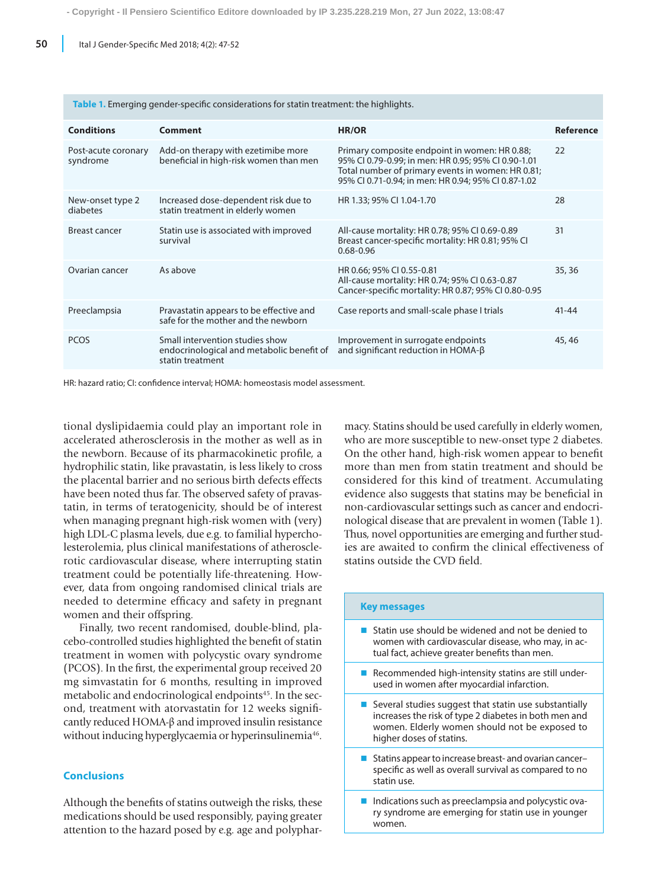**Table 1.** Emerging gender-specific considerations for statin treatment: the highlights.

| Conditions | Comment | HR/OR | Reference |
|---|---|---|---|
| Post-acute coronary syndrome | Add-on therapy with ezetimibe more beneficial in high-risk women than men | Primary composite endpoint in women: HR 0.88; 95% CI 0.79-0.99; in men: HR 0.95; 95% CI 0.90-1.01<br>Total number of primary events in women: HR 0.81; 95% CI 0.71-0.94; in men: HR 0.94; 95% CI 0.87-1.02 | 22 |
| New-onset type 2 diabetes | Increased dose-dependent risk due to statin treatment in elderly women | HR 1.33; 95% CI 1.04-1.70 | 28 |
| Breast cancer | Statin use is associated with improved survival | All-cause mortality: HR 0.78; 95% CI 0.69-0.89<br>Breast cancer-specific mortality: HR 0.81; 95% CI 0.68-0.96 | 31 |
| Ovarian cancer | As above | HR 0.66; 95% CI 0.55-0.81<br>All-cause mortality: HR 0.74; 95% CI 0.63-0.87<br>Cancer-specific mortality: HR 0.87; 95% CI 0.80-0.95 | 35, 36 |
| Preeclampsia | Pravastatin appears to be effective and safe for the mother and the newborn | Case reports and small-scale phase I trials | 41-44 |
| PCOS | Small intervention studies show endocrinological and metabolic benefit of statin treatment | Improvement in surrogate endpoints and significant reduction in HOMA-β | 45, 46 |

HR: hazard ratio; CI: confidence interval; HOMA: homeostasis model assessment.

tional dyslipidaemia could play an important role in accelerated atherosclerosis in the mother as well as in the newborn. Because of its pharmacokinetic profile, a hydrophilic statin, like pravastatin, is less likely to cross the placental barrier and no serious birth defects effects have been noted thus far. The observed safety of pravastatin, in terms of teratogenicity, should be of interest when managing pregnant high-risk women with (very) high LDL-C plasma levels, due e.g. to familial hypercholesterolemia, plus clinical manifestations of atherosclerotic cardiovascular disease, where interrupting statin treatment could be potentially life-threatening. However, data from ongoing randomised clinical trials are needed to determine efficacy and safety in pregnant women and their offspring.

Finally, two recent randomised, double-blind, placebo-controlled studies highlighted the benefit of statin treatment in women with polycystic ovary syndrome (PCOS). In the first, the experimental group received 20 mg simvastatin for 6 months, resulting in improved metabolic and endocrinological endpoints[45]. In the second, treatment with atorvastatin for 12 weeks significantly reduced HOMA-β and improved insulin resistance without inducing hyperglycaemia or hyperinsulinemia[46].

## Conclusions

Although the benefits of statins outweigh the risks, these medications should be used responsibly, paying greater attention to the hazard posed by e.g. age and polypharmacy. Statins should be used carefully in elderly women, who are more susceptible to new-onset type 2 diabetes. On the other hand, high-risk women appear to benefit more than men from statin treatment and should be considered for this kind of treatment. Accumulating evidence also suggests that statins may be beneficial in non-cardiovascular settings such as cancer and endocrinological disease that are prevalent in women (Table 1). Thus, novel opportunities are emerging and further studies are awaited to confirm the clinical effectiveness of statins outside the CVD field.

### Key messages

- Statin use should be widened and not be denied to women with cardiovascular disease, who may, in actual fact, achieve greater benefits than men.
- Recommended high-intensity statins are still underused in women after myocardial infarction.
- Several studies suggest that statin use substantially increases the risk of type 2 diabetes in both men and women. Elderly women should not be exposed to higher doses of statins.
- Statins appear to increase breast- and ovarian cancer–specific as well as overall survival as compared to no statin use.
- Indications such as preeclampsia and polycystic ovary syndrome are emerging for statin use in younger women.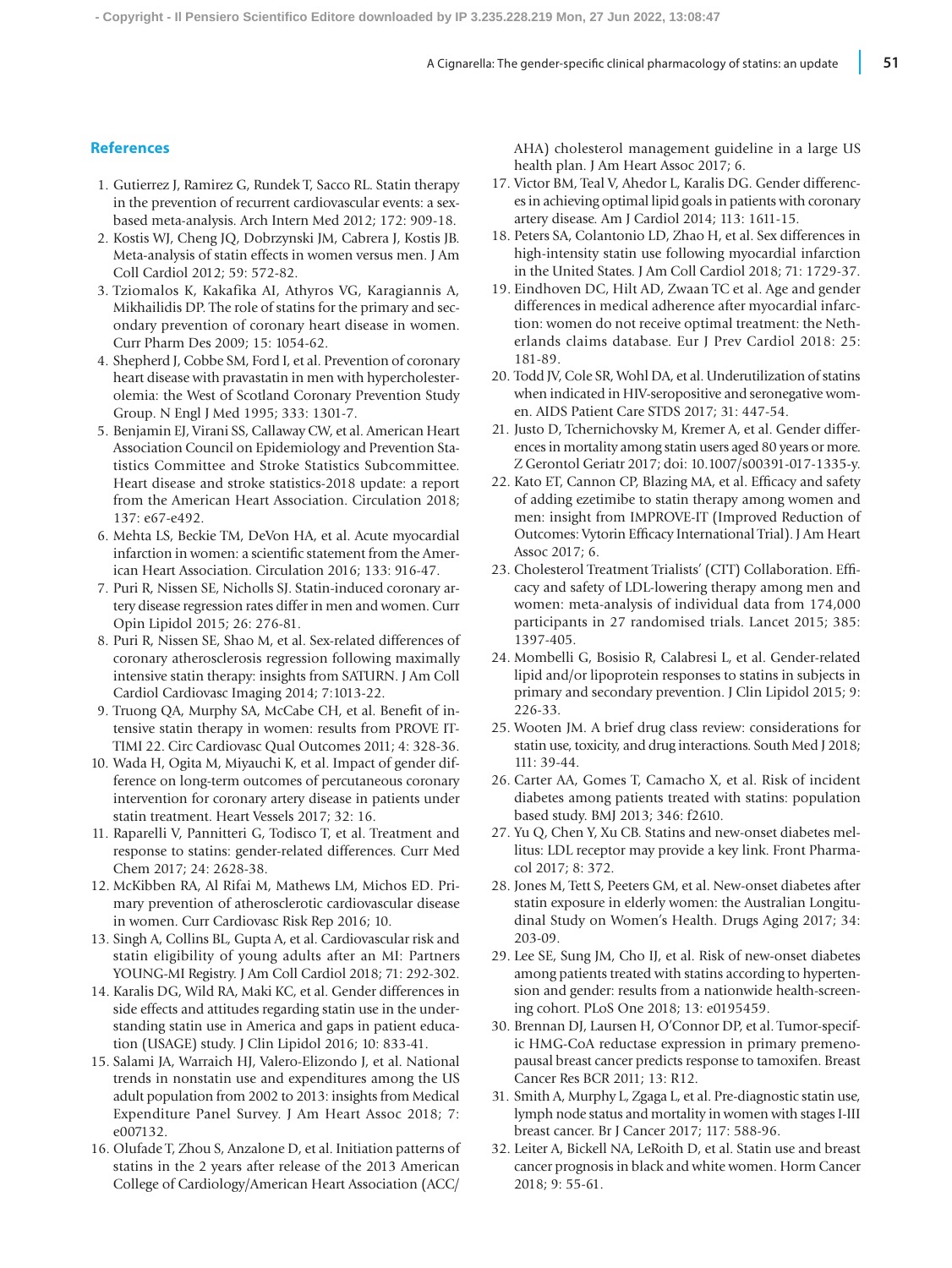## References

1. Gutierrez J, Ramirez G, Rundek T, Sacco RL. Statin therapy in the prevention of recurrent cardiovascular events: a sex-based meta-analysis. Arch Intern Med 2012; 172: 909-18.
2. Kostis WJ, Cheng JQ, Dobrzynski JM, Cabrera J, Kostis JB. Meta-analysis of statin effects in women versus men. J Am Coll Cardiol 2012; 59: 572-82.
3. Tziomalos K, Kakafika AI, Athyros VG, Karagiannis A, Mikhailidis DP. The role of statins for the primary and secondary prevention of coronary heart disease in women. Curr Pharm Des 2009; 15: 1054-62.
4. Shepherd J, Cobbe SM, Ford I, et al. Prevention of coronary heart disease with pravastatin in men with hypercholesterolemia: the West of Scotland Coronary Prevention Study Group. N Engl J Med 1995; 333: 1301-7.
5. Benjamin EJ, Virani SS, Callaway CW, et al. American Heart Association Council on Epidemiology and Prevention Statistics Committee and Stroke Statistics Subcommittee. Heart disease and stroke statistics-2018 update: a report from the American Heart Association. Circulation 2018; 137: e67-e492.
6. Mehta LS, Beckie TM, DeVon HA, et al. Acute myocardial infarction in women: a scientific statement from the American Heart Association. Circulation 2016; 133: 916-47.
7. Puri R, Nissen SE, Nicholls SJ. Statin-induced coronary artery disease regression rates differ in men and women. Curr Opin Lipidol 2015; 26: 276-81.
8. Puri R, Nissen SE, Shao M, et al. Sex-related differences of coronary atherosclerosis regression following maximally intensive statin therapy: insights from SATURN. J Am Coll Cardiol Cardiovasc Imaging 2014; 7:1013-22.
9. Truong QA, Murphy SA, McCabe CH, et al. Benefit of intensive statin therapy in women: results from PROVE IT-TIMI 22. Circ Cardiovasc Qual Outcomes 2011; 4: 328-36.
10. Wada H, Ogita M, Miyauchi K, et al. Impact of gender difference on long-term outcomes of percutaneous coronary intervention for coronary artery disease in patients under statin treatment. Heart Vessels 2017; 32: 16.
11. Raparelli V, Pannitteri G, Todisco T, et al. Treatment and response to statins: gender-related differences. Curr Med Chem 2017; 24: 2628-38.
12. McKibben RA, Al Rifai M, Mathews LM, Michos ED. Primary prevention of atherosclerotic cardiovascular disease in women. Curr Cardiovasc Risk Rep 2016; 10.
13. Singh A, Collins BL, Gupta A, et al. Cardiovascular risk and statin eligibility of young adults after an MI: Partners YOUNG-MI Registry. J Am Coll Cardiol 2018; 71: 292-302.
14. Karalis DG, Wild RA, Maki KC, et al. Gender differences in side effects and attitudes regarding statin use in the understanding statin use in America and gaps in patient education (USAGE) study. J Clin Lipidol 2016; 10: 833-41.
15. Salami JA, Warraich HJ, Valero-Elizondo J, et al. National trends in nonstatin use and expenditures among the US adult population from 2002 to 2013: insights from Medical Expenditure Panel Survey. J Am Heart Assoc 2018; 7: e007132.
16. Olufade T, Zhou S, Anzalone D, et al. Initiation patterns of statins in the 2 years after release of the 2013 American College of Cardiology/American Heart Association (ACC/AHA) cholesterol management guideline in a large US health plan. J Am Heart Assoc 2017; 6.
17. Victor BM, Teal V, Ahedor L, Karalis DG. Gender differences in achieving optimal lipid goals in patients with coronary artery disease. Am J Cardiol 2014; 113: 1611-15.
18. Peters SA, Colantonio LD, Zhao H, et al. Sex differences in high-intensity statin use following myocardial infarction in the United States. J Am Coll Cardiol 2018; 71: 1729-37.
19. Eindhoven DC, Hilt AD, Zwaan TC et al. Age and gender differences in medical adherence after myocardial infarction: women do not receive optimal treatment: the Netherlands claims database. Eur J Prev Cardiol 2018: 25: 181-89.
20. Todd JV, Cole SR, Wohl DA, et al. Underutilization of statins when indicated in HIV-seropositive and seronegative women. AIDS Patient Care STDS 2017; 31: 447-54.
21. Justo D, Tchernichovsky M, Kremer A, et al. Gender differences in mortality among statin users aged 80 years or more. Z Gerontol Geriatr 2017; doi: 10.1007/s00391-017-1335-y.
22. Kato ET, Cannon CP, Blazing MA, et al. Efficacy and safety of adding ezetimibe to statin therapy among women and men: insight from IMPROVE-IT (Improved Reduction of Outcomes: Vytorin Efficacy International Trial). J Am Heart Assoc 2017; 6.
23. Cholesterol Treatment Trialists' (CTT) Collaboration. Efficacy and safety of LDL-lowering therapy among men and women: meta-analysis of individual data from 174,000 participants in 27 randomised trials. Lancet 2015; 385: 1397-405.
24. Mombelli G, Bosisio R, Calabresi L, et al. Gender-related lipid and/or lipoprotein responses to statins in subjects in primary and secondary prevention. J Clin Lipidol 2015; 9: 226-33.
25. Wooten JM. A brief drug class review: considerations for statin use, toxicity, and drug interactions. South Med J 2018; 111: 39-44.
26. Carter AA, Gomes T, Camacho X, et al. Risk of incident diabetes among patients treated with statins: population based study. BMJ 2013; 346: f2610.
27. Yu Q, Chen Y, Xu CB. Statins and new-onset diabetes mellitus: LDL receptor may provide a key link. Front Pharmacol 2017; 8: 372.
28. Jones M, Tett S, Peeters GM, et al. New-onset diabetes after statin exposure in elderly women: the Australian Longitudinal Study on Women's Health. Drugs Aging 2017; 34: 203-09.
29. Lee SE, Sung JM, Cho IJ, et al. Risk of new-onset diabetes among patients treated with statins according to hypertension and gender: results from a nationwide health-screening cohort. PLoS One 2018; 13: e0195459.
30. Brennan DJ, Laursen H, O'Connor DP, et al. Tumor-specific HMG-CoA reductase expression in primary premenopausal breast cancer predicts response to tamoxifen. Breast Cancer Res BCR 2011; 13: R12.
31. Smith A, Murphy L, Zgaga L, et al. Pre-diagnostic statin use, lymph node status and mortality in women with stages I-III breast cancer. Br J Cancer 2017; 117: 588-96.
32. Leiter A, Bickell NA, LeRoith D, et al. Statin use and breast cancer prognosis in black and white women. Horm Cancer 2018; 9: 55-61.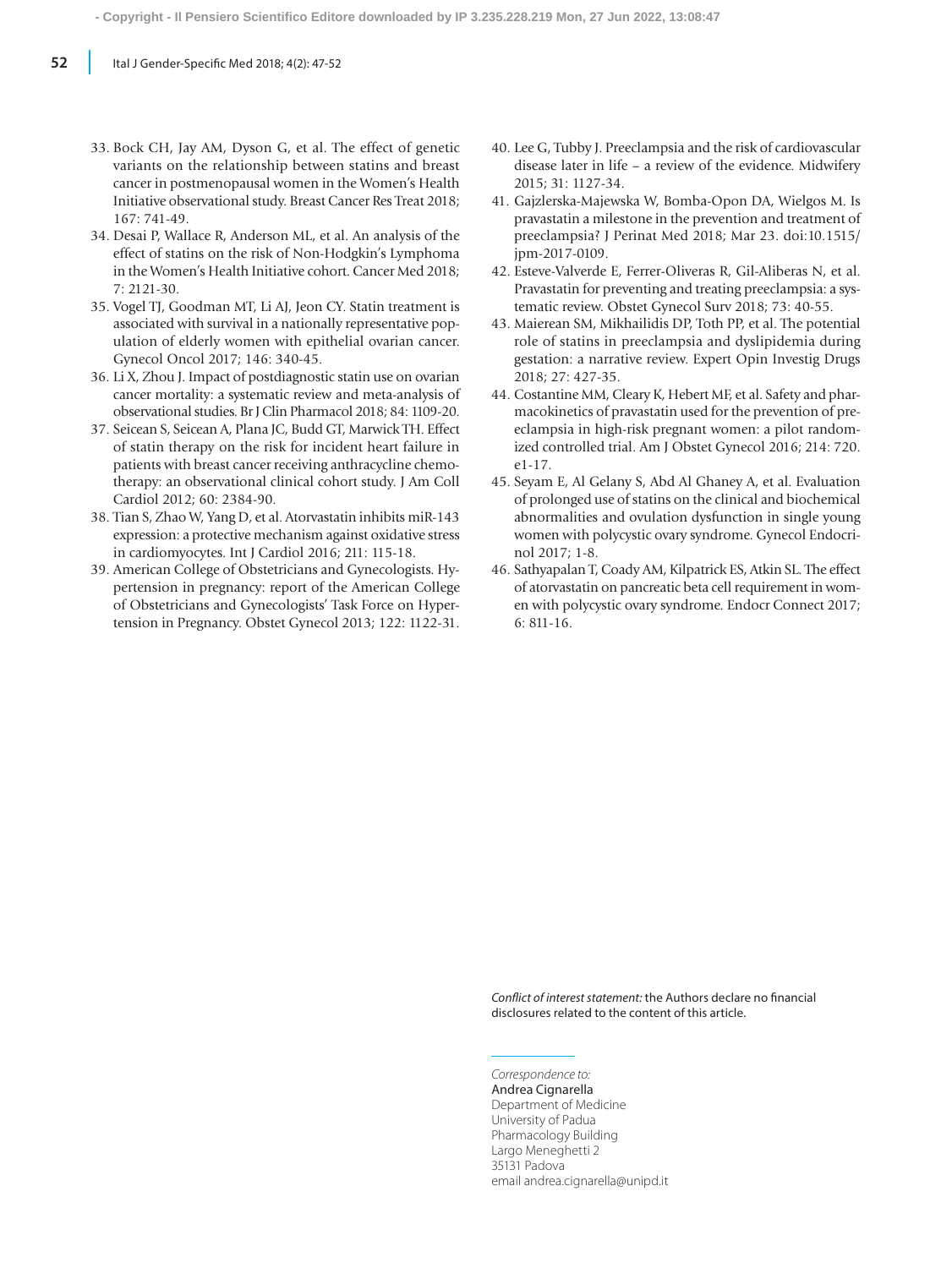33. Bock CH, Jay AM, Dyson G, et al. The effect of genetic variants on the relationship between statins and breast cancer in postmenopausal women in the Women's Health Initiative observational study. Breast Cancer Res Treat 2018; 167: 741-49.
34. Desai P, Wallace R, Anderson ML, et al. An analysis of the effect of statins on the risk of Non-Hodgkin's Lymphoma in the Women's Health Initiative cohort. Cancer Med 2018; 7: 2121-30.
35. Vogel TJ, Goodman MT, Li AJ, Jeon CY. Statin treatment is associated with survival in a nationally representative population of elderly women with epithelial ovarian cancer. Gynecol Oncol 2017; 146: 340-45.
36. Li X, Zhou J. Impact of postdiagnostic statin use on ovarian cancer mortality: a systematic review and meta-analysis of observational studies. Br J Clin Pharmacol 2018; 84: 1109-20.
37. Seicean S, Seicean A, Plana JC, Budd GT, Marwick TH. Effect of statin therapy on the risk for incident heart failure in patients with breast cancer receiving anthracycline chemotherapy: an observational clinical cohort study. J Am Coll Cardiol 2012; 60: 2384-90.
38. Tian S, Zhao W, Yang D, et al. Atorvastatin inhibits miR-143 expression: a protective mechanism against oxidative stress in cardiomyocytes. Int J Cardiol 2016; 211: 115-18.
39. American College of Obstetricians and Gynecologists. Hypertension in pregnancy: report of the American College of Obstetricians and Gynecologists' Task Force on Hypertension in Pregnancy. Obstet Gynecol 2013; 122: 1122-31.
40. Lee G, Tubby J. Preeclampsia and the risk of cardiovascular disease later in life – a review of the evidence. Midwifery 2015; 31: 1127-34.
41. Gajzlerska-Majewska W, Bomba-Opon DA, Wielgos M. Is pravastatin a milestone in the prevention and treatment of preeclampsia? J Perinat Med 2018; Mar 23. doi:10.1515/jpm-2017-0109.
42. Esteve-Valverde E, Ferrer-Oliveras R, Gil-Aliberas N, et al. Pravastatin for preventing and treating preeclampsia: a systematic review. Obstet Gynecol Surv 2018; 73: 40-55.
43. Maierean SM, Mikhailidis DP, Toth PP, et al. The potential role of statins in preeclampsia and dyslipidemia during gestation: a narrative review. Expert Opin Investig Drugs 2018; 27: 427-35.
44. Costantine MM, Cleary K, Hebert MF, et al. Safety and pharmacokinetics of pravastatin used for the prevention of preeclampsia in high-risk pregnant women: a pilot randomized controlled trial. Am J Obstet Gynecol 2016; 214: 720.e1-17.
45. Seyam E, Al Gelany S, Abd Al Ghaney A, et al. Evaluation of prolonged use of statins on the clinical and biochemical abnormalities and ovulation dysfunction in single young women with polycystic ovary syndrome. Gynecol Endocrinol 2017; 1-8.
46. Sathyapalan T, Coady AM, Kilpatrick ES, Atkin SL. The effect of atorvastatin on pancreatic beta cell requirement in women with polycystic ovary syndrome. Endocr Connect 2017; 6: 811-16.

*Conflict of interest statement:* the Authors declare no financial disclosures related to the content of this article.

*Correspondence to:*
Andrea Cignarella
Department of Medicine
University of Padua
Pharmacology Building
Largo Meneghetti 2
35131 Padova
email andrea.cignarella@unipd.it